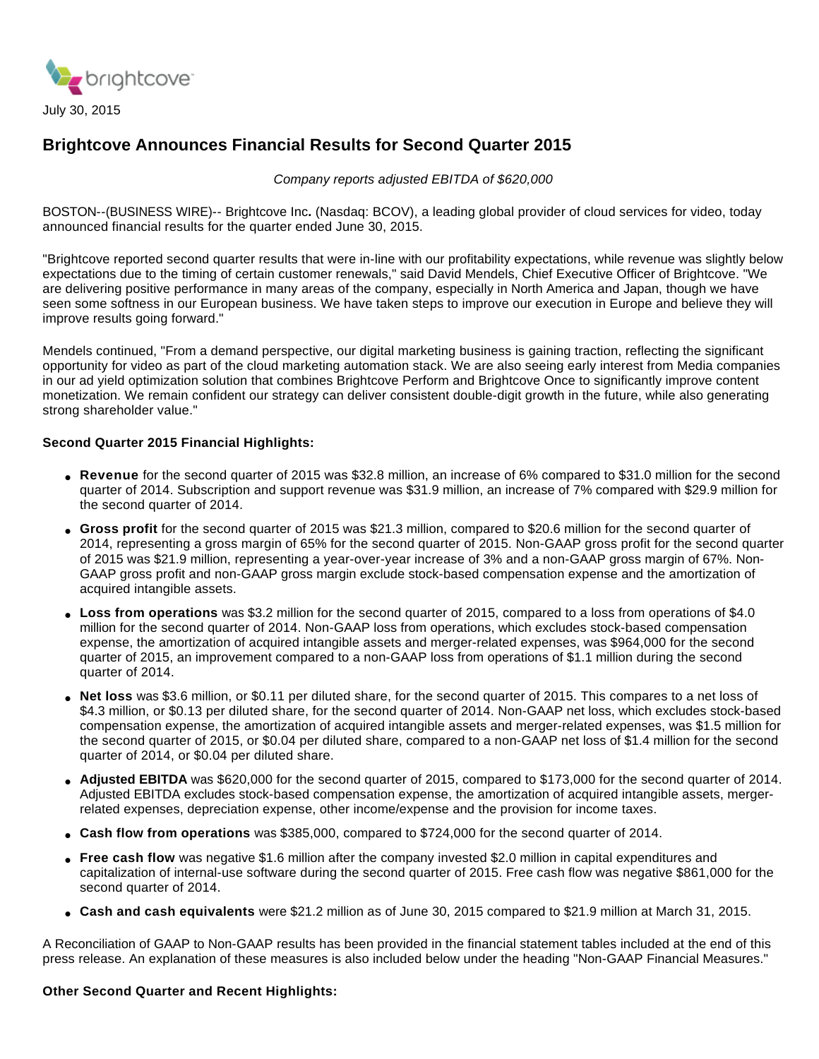July 30, 2015

# Brightcove Announces Financial Results for Second Quarter 2015

*Company reports adjusted EBITDA of $620,000*

BOSTON--(BUSINESS WIRE)-- Brightcove Inc**.** (Nasdaq: BCOV), a leading global provider of cloud services for video, today announced financial results for the quarter ended June 30, 2015.

"Brightcove reported second quarter results that were in-line with our profitability expectations, while revenue was slightly below expectations due to the timing of certain customer renewals," said David Mendels, Chief Executive Officer of Brightcove. "We are delivering positive performance in many areas of the company, especially in North America and Japan, though we have seen some softness in our European business. We have taken steps to improve our execution in Europe and believe they will improve results going forward."

Mendels continued, "From a demand perspective, our digital marketing business is gaining traction, reflecting the significant opportunity for video as part of the cloud marketing automation stack. We are also seeing early interest from Media companies in our ad yield optimization solution that combines Brightcove Perform and Brightcove Once to significantly improve content monetization. We remain confident our strategy can deliver consistent double-digit growth in the future, while also generating strong shareholder value."

**Second Quarter 2015 Financial Highlights:**

- **Revenue** for the second quarter of 2015 was $32.8 million, an increase of 6% compared to $31.0 million for the second quarter of 2014. Subscription and support revenue was $31.9 million, an increase of 7% compared with $29.9 million for the second quarter of 2014.
- **Gross profit** for the second quarter of 2015 was $21.3 million, compared to $20.6 million for the second quarter of 2014, representing a gross margin of 65% for the second quarter of 2015. Non-GAAP gross profit for the second quarter of 2015 was $21.9 million, representing a year-over-year increase of 3% and a non-GAAP gross margin of 67%. Non-GAAP gross profit and non-GAAP gross margin exclude stock-based compensation expense and the amortization of acquired intangible assets.
- **Loss from operations** was $3.2 million for the second quarter of 2015, compared to a loss from operations of $4.0 million for the second quarter of 2014. Non-GAAP loss from operations, which excludes stock-based compensation expense, the amortization of acquired intangible assets and merger-related expenses, was $964,000 for the second quarter of 2015, an improvement compared to a non-GAAP loss from operations of $1.1 million during the second quarter of 2014.
- **Net loss** was $3.6 million, or $0.11 per diluted share, for the second quarter of 2015. This compares to a net loss of $4.3 million, or $0.13 per diluted share, for the second quarter of 2014. Non-GAAP net loss, which excludes stock-based compensation expense, the amortization of acquired intangible assets and merger-related expenses, was $1.5 million for the second quarter of 2015, or $0.04 per diluted share, compared to a non-GAAP net loss of $1.4 million for the second quarter of 2014, or $0.04 per diluted share.
- **Adjusted EBITDA** was $620,000 for the second quarter of 2015, compared to $173,000 for the second quarter of 2014. Adjusted EBITDA excludes stock-based compensation expense, the amortization of acquired intangible assets, merger-related expenses, depreciation expense, other income/expense and the provision for income taxes.
- **Cash flow from operations** was $385,000, compared to $724,000 for the second quarter of 2014.
- **Free cash flow** was negative $1.6 million after the company invested $2.0 million in capital expenditures and capitalization of internal-use software during the second quarter of 2015. Free cash flow was negative $861,000 for the second quarter of 2014.
- **Cash and cash equivalents** were $21.2 million as of June 30, 2015 compared to $21.9 million at March 31, 2015.

A Reconciliation of GAAP to Non-GAAP results has been provided in the financial statement tables included at the end of this press release. An explanation of these measures is also included below under the heading "Non-GAAP Financial Measures."

**Other Second Quarter and Recent Highlights:**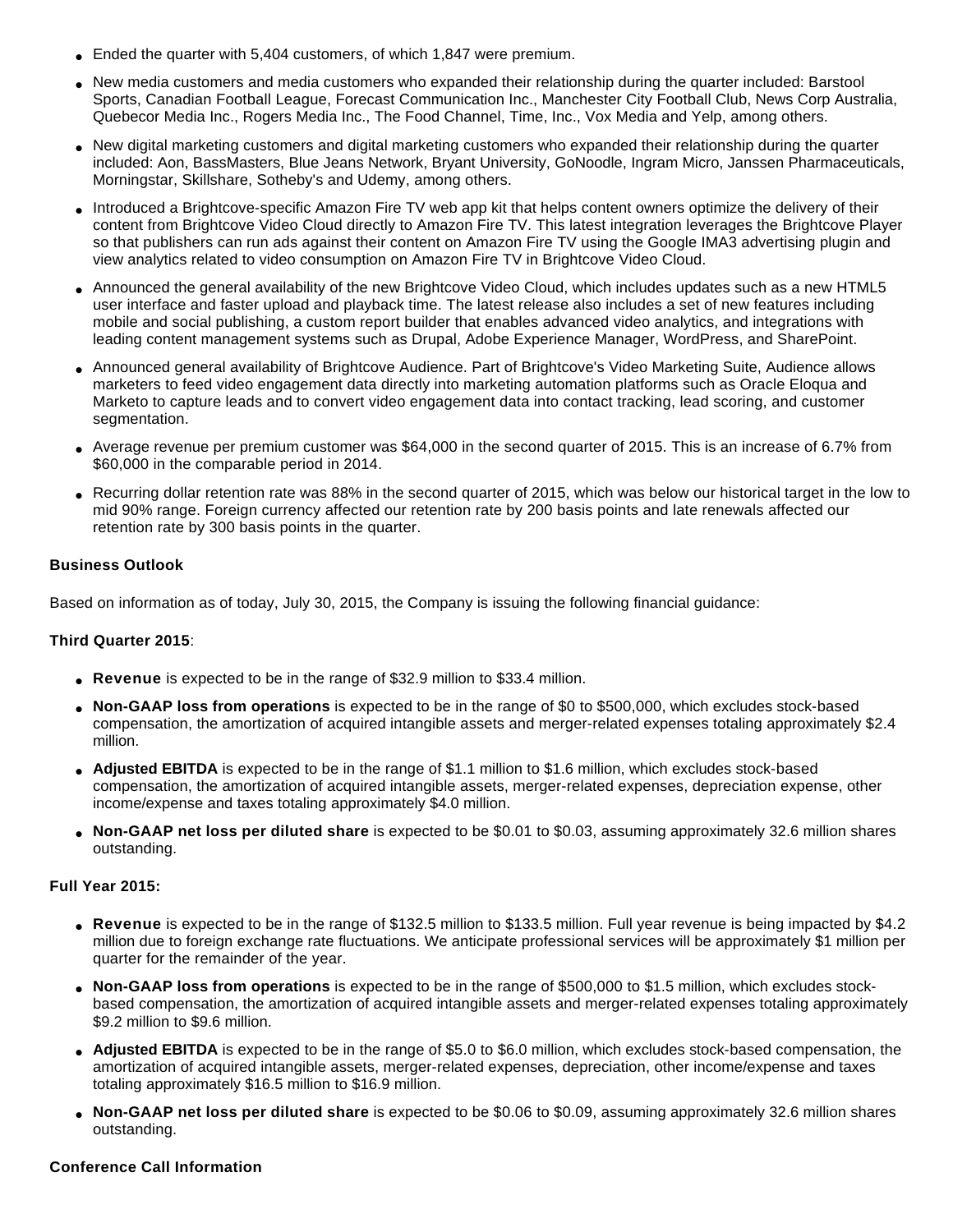- Ended the quarter with 5,404 customers, of which 1,847 were premium.
- New media customers and media customers who expanded their relationship during the quarter included: Barstool Sports, Canadian Football League, Forecast Communication Inc., Manchester City Football Club, News Corp Australia, Quebecor Media Inc., Rogers Media Inc., The Food Channel, Time, Inc., Vox Media and Yelp, among others.
- New digital marketing customers and digital marketing customers who expanded their relationship during the quarter included: Aon, BassMasters, Blue Jeans Network, Bryant University, GoNoodle, Ingram Micro, Janssen Pharmaceuticals, Morningstar, Skillshare, Sotheby's and Udemy, among others.
- Introduced a Brightcove-specific Amazon Fire TV web app kit that helps content owners optimize the delivery of their content from Brightcove Video Cloud directly to Amazon Fire TV. This latest integration leverages the Brightcove Player so that publishers can run ads against their content on Amazon Fire TV using the Google IMA3 advertising plugin and view analytics related to video consumption on Amazon Fire TV in Brightcove Video Cloud.
- Announced the general availability of the new Brightcove Video Cloud, which includes updates such as a new HTML5 user interface and faster upload and playback time. The latest release also includes a set of new features including mobile and social publishing, a custom report builder that enables advanced video analytics, and integrations with leading content management systems such as Drupal, Adobe Experience Manager, WordPress, and SharePoint.
- Announced general availability of Brightcove Audience. Part of Brightcove's Video Marketing Suite, Audience allows marketers to feed video engagement data directly into marketing automation platforms such as Oracle Eloqua and Marketo to capture leads and to convert video engagement data into contact tracking, lead scoring, and customer segmentation.
- Average revenue per premium customer was $64,000 in the second quarter of 2015. This is an increase of 6.7% from $60,000 in the comparable period in 2014.
- Recurring dollar retention rate was 88% in the second quarter of 2015, which was below our historical target in the low to mid 90% range. Foreign currency affected our retention rate by 200 basis points and late renewals affected our retention rate by 300 basis points in the quarter.

**Business Outlook**

Based on information as of today, July 30, 2015, the Company is issuing the following financial guidance:

**Third Quarter 2015**:

- **Revenue** is expected to be in the range of $32.9 million to $33.4 million.
- **Non-GAAP loss from operations** is expected to be in the range of $0 to $500,000, which excludes stock-based compensation, the amortization of acquired intangible assets and merger-related expenses totaling approximately $2.4 million.
- **Adjusted EBITDA** is expected to be in the range of $1.1 million to $1.6 million, which excludes stock-based compensation, the amortization of acquired intangible assets, merger-related expenses, depreciation expense, other income/expense and taxes totaling approximately $4.0 million.
- **Non-GAAP net loss per diluted share** is expected to be $0.01 to $0.03, assuming approximately 32.6 million shares outstanding.

**Full Year 2015:**

- **Revenue** is expected to be in the range of $132.5 million to $133.5 million. Full year revenue is being impacted by $4.2 million due to foreign exchange rate fluctuations. We anticipate professional services will be approximately $1 million per quarter for the remainder of the year.
- **Non-GAAP loss from operations** is expected to be in the range of $500,000 to $1.5 million, which excludes stock-based compensation, the amortization of acquired intangible assets and merger-related expenses totaling approximately $9.2 million to $9.6 million.
- **Adjusted EBITDA** is expected to be in the range of $5.0 to $6.0 million, which excludes stock-based compensation, the amortization of acquired intangible assets, merger-related expenses, depreciation, other income/expense and taxes totaling approximately $16.5 million to $16.9 million.
- **Non-GAAP net loss per diluted share** is expected to be $0.06 to $0.09, assuming approximately 32.6 million shares outstanding.

**Conference Call Information**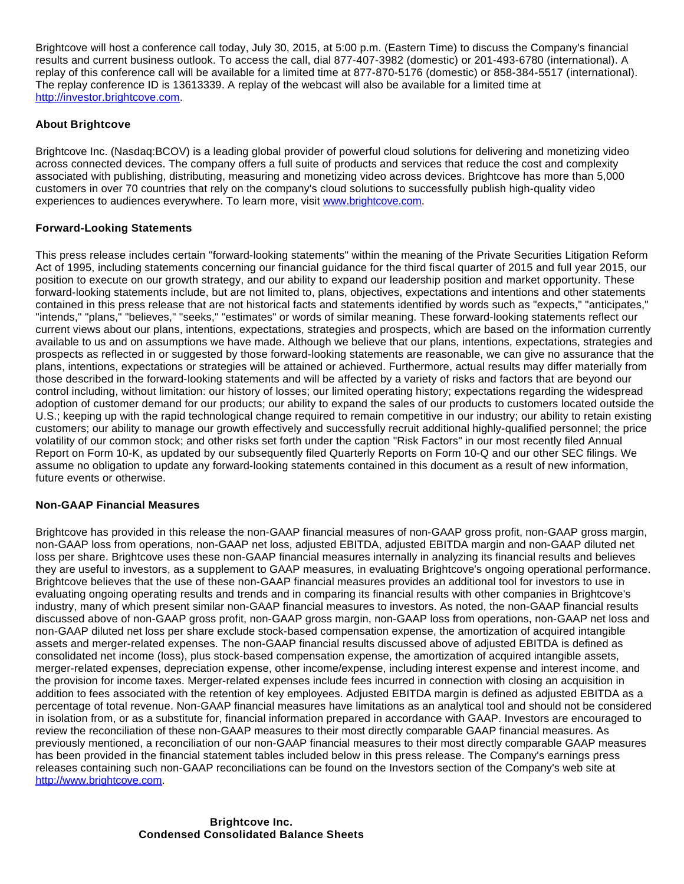Brightcove will host a conference call today, July 30, 2015, at 5:00 p.m. (Eastern Time) to discuss the Company's financial results and current business outlook. To access the call, dial 877-407-3982 (domestic) or 201-493-6780 (international). A replay of this conference call will be available for a limited time at 877-870-5176 (domestic) or 858-384-5517 (international). The replay conference ID is 13613339. A replay of the webcast will also be available for a limited time at http://investor.brightcove.com.

### About Brightcove

Brightcove Inc. (Nasdaq:BCOV) is a leading global provider of powerful cloud solutions for delivering and monetizing video across connected devices. The company offers a full suite of products and services that reduce the cost and complexity associated with publishing, distributing, measuring and monetizing video across devices. Brightcove has more than 5,000 customers in over 70 countries that rely on the company's cloud solutions to successfully publish high-quality video experiences to audiences everywhere. To learn more, visit www.brightcove.com.

### Forward-Looking Statements

This press release includes certain "forward-looking statements" within the meaning of the Private Securities Litigation Reform Act of 1995, including statements concerning our financial guidance for the third fiscal quarter of 2015 and full year 2015, our position to execute on our growth strategy, and our ability to expand our leadership position and market opportunity. These forward-looking statements include, but are not limited to, plans, objectives, expectations and intentions and other statements contained in this press release that are not historical facts and statements identified by words such as "expects," "anticipates," "intends," "plans," "believes," "seeks," "estimates" or words of similar meaning. These forward-looking statements reflect our current views about our plans, intentions, expectations, strategies and prospects, which are based on the information currently available to us and on assumptions we have made. Although we believe that our plans, intentions, expectations, strategies and prospects as reflected in or suggested by those forward-looking statements are reasonable, we can give no assurance that the plans, intentions, expectations or strategies will be attained or achieved. Furthermore, actual results may differ materially from those described in the forward-looking statements and will be affected by a variety of risks and factors that are beyond our control including, without limitation: our history of losses; our limited operating history; expectations regarding the widespread adoption of customer demand for our products; our ability to expand the sales of our products to customers located outside the U.S.; keeping up with the rapid technological change required to remain competitive in our industry; our ability to retain existing customers; our ability to manage our growth effectively and successfully recruit additional highly-qualified personnel; the price volatility of our common stock; and other risks set forth under the caption "Risk Factors" in our most recently filed Annual Report on Form 10-K, as updated by our subsequently filed Quarterly Reports on Form 10-Q and our other SEC filings. We assume no obligation to update any forward-looking statements contained in this document as a result of new information, future events or otherwise.

### Non-GAAP Financial Measures

Brightcove has provided in this release the non-GAAP financial measures of non-GAAP gross profit, non-GAAP gross margin, non-GAAP loss from operations, non-GAAP net loss, adjusted EBITDA, adjusted EBITDA margin and non-GAAP diluted net loss per share. Brightcove uses these non-GAAP financial measures internally in analyzing its financial results and believes they are useful to investors, as a supplement to GAAP measures, in evaluating Brightcove's ongoing operational performance. Brightcove believes that the use of these non-GAAP financial measures provides an additional tool for investors to use in evaluating ongoing operating results and trends and in comparing its financial results with other companies in Brightcove's industry, many of which present similar non-GAAP financial measures to investors. As noted, the non-GAAP financial results discussed above of non-GAAP gross profit, non-GAAP gross margin, non-GAAP loss from operations, non-GAAP net loss and non-GAAP diluted net loss per share exclude stock-based compensation expense, the amortization of acquired intangible assets and merger-related expenses. The non-GAAP financial results discussed above of adjusted EBITDA is defined as consolidated net income (loss), plus stock-based compensation expense, the amortization of acquired intangible assets, merger-related expenses, depreciation expense, other income/expense, including interest expense and interest income, and the provision for income taxes. Merger-related expenses include fees incurred in connection with closing an acquisition in addition to fees associated with the retention of key employees. Adjusted EBITDA margin is defined as adjusted EBITDA as a percentage of total revenue. Non-GAAP financial measures have limitations as an analytical tool and should not be considered in isolation from, or as a substitute for, financial information prepared in accordance with GAAP. Investors are encouraged to review the reconciliation of these non-GAAP measures to their most directly comparable GAAP financial measures. As previously mentioned, a reconciliation of our non-GAAP financial measures to their most directly comparable GAAP measures has been provided in the financial statement tables included below in this press release. The Company's earnings press releases containing such non-GAAP reconciliations can be found on the Investors section of the Company's web site at http://www.brightcove.com.

**Brightcove Inc.**
**Condensed Consolidated Balance Sheets**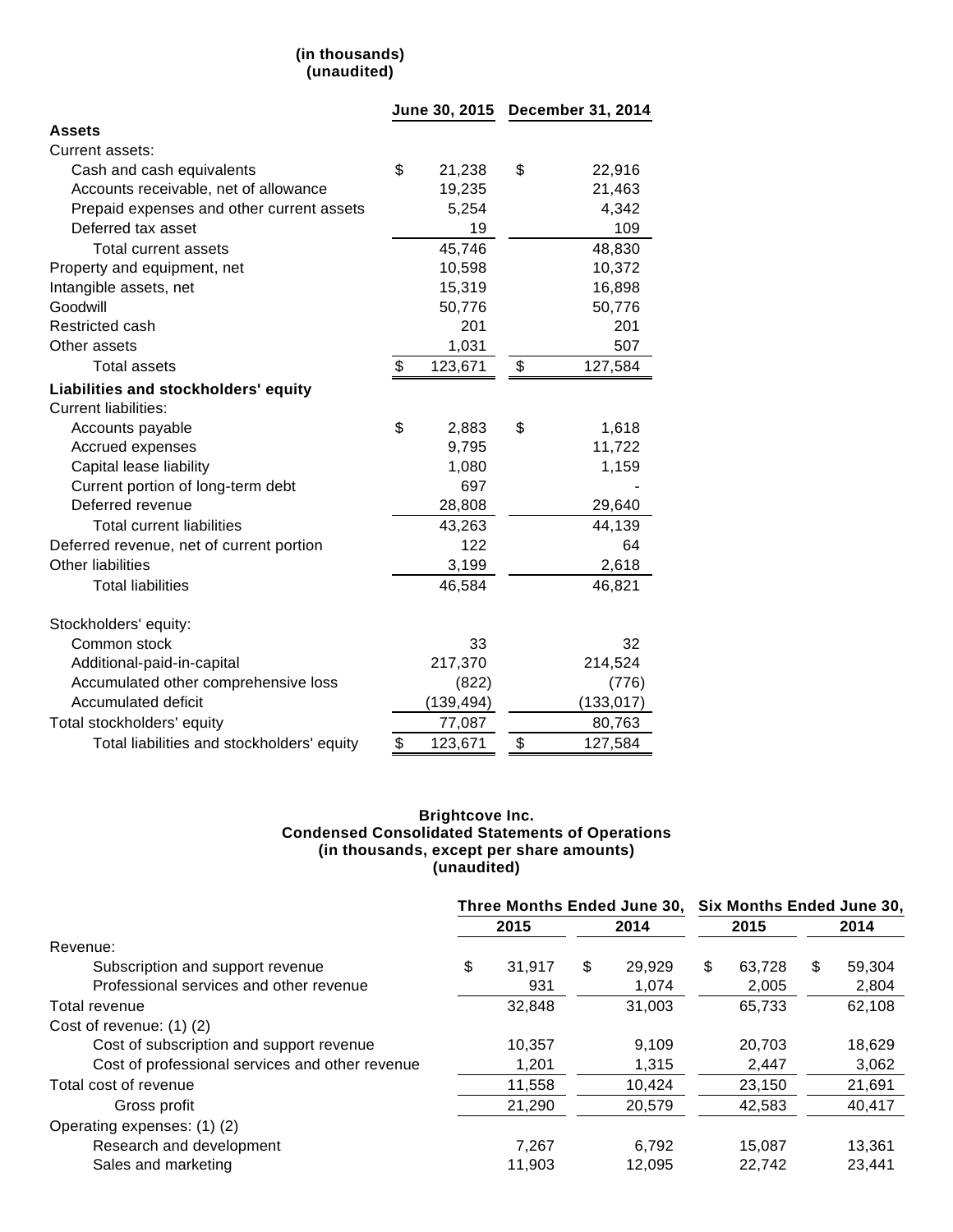(in thousands)
(unaudited)

| | June 30, 2015 | December 31, 2014 |
|---|---|---|
| **Assets** | | |
| Current assets: | | |
| Cash and cash equivalents | $ 21,238 | $ 22,916 |
| Accounts receivable, net of allowance | 19,235 | 21,463 |
| Prepaid expenses and other current assets | 5,254 | 4,342 |
| Deferred tax asset | 19 | 109 |
| Total current assets | 45,746 | 48,830 |
| Property and equipment, net | 10,598 | 10,372 |
| Intangible assets, net | 15,319 | 16,898 |
| Goodwill | 50,776 | 50,776 |
| Restricted cash | 201 | 201 |
| Other assets | 1,031 | 507 |
| Total assets | $ 123,671 | $ 127,584 |
| **Liabilities and stockholders' equity** | | |
| Current liabilities: | | |
| Accounts payable | $ 2,883 | $ 1,618 |
| Accrued expenses | 9,795 | 11,722 |
| Capital lease liability | 1,080 | 1,159 |
| Current portion of long-term debt | 697 | - |
| Deferred revenue | 28,808 | 29,640 |
| Total current liabilities | 43,263 | 44,139 |
| Deferred revenue, net of current portion | 122 | 64 |
| Other liabilities | 3,199 | 2,618 |
| Total liabilities | 46,584 | 46,821 |
| Stockholders' equity: | | |
| Common stock | 33 | 32 |
| Additional-paid-in-capital | 217,370 | 214,524 |
| Accumulated other comprehensive loss | (822) | (776) |
| Accumulated deficit | (139,494) | (133,017) |
| Total stockholders' equity | 77,087 | 80,763 |
| Total liabilities and stockholders' equity | $ 123,671 | $ 127,584 |

**Brightcove Inc.**
**Condensed Consolidated Statements of Operations**
**(in thousands, except per share amounts)**
**(unaudited)**

| | Three Months Ended June 30, | | Six Months Ended June 30, | |
|---|---|---|---|---|
| | 2015 | 2014 | 2015 | 2014 |
| Revenue: | | | | |
| Subscription and support revenue | $ 31,917 | $ 29,929 | $ 63,728 | $ 59,304 |
| Professional services and other revenue | 931 | 1,074 | 2,005 | 2,804 |
| Total revenue | 32,848 | 31,003 | 65,733 | 62,108 |
| Cost of revenue: (1) (2) | | | | |
| Cost of subscription and support revenue | 10,357 | 9,109 | 20,703 | 18,629 |
| Cost of professional services and other revenue | 1,201 | 1,315 | 2,447 | 3,062 |
| Total cost of revenue | 11,558 | 10,424 | 23,150 | 21,691 |
| Gross profit | 21,290 | 20,579 | 42,583 | 40,417 |
| Operating expenses: (1) (2) | | | | |
| Research and development | 7,267 | 6,792 | 15,087 | 13,361 |
| Sales and marketing | 11,903 | 12,095 | 22,742 | 23,441 |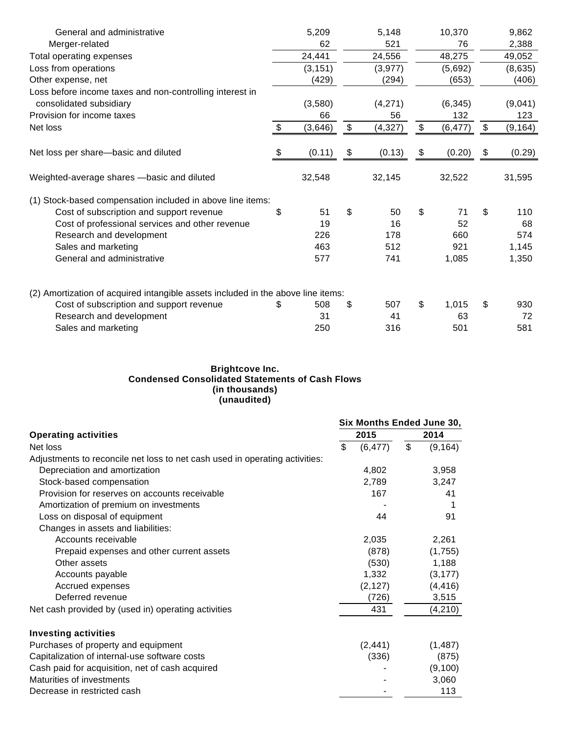| | | | | |
|---|---|---|---|---|
| General and administrative | 5,209 | 5,148 | 10,370 | 9,862 |
| Merger-related | 62 | 521 | 76 | 2,388 |
| Total operating expenses | 24,441 | 24,556 | 48,275 | 49,052 |
| Loss from operations | (3,151) | (3,977) | (5,692) | (8,635) |
| Other expense, net | (429) | (294) | (653) | (406) |
| Loss before income taxes and non-controlling interest in consolidated subsidiary | (3,580) | (4,271) | (6,345) | (9,041) |
| Provision for income taxes | 66 | 56 | 132 | 123 |
| Net loss | $ (3,646) | $ (4,327) | $ (6,477) | $ (9,164) |
| Net loss per share—basic and diluted | $ (0.11) | $ (0.13) | $ (0.20) | $ (0.29) |
| Weighted-average shares —basic and diluted | 32,548 | 32,145 | 32,522 | 31,595 |
| (1) Stock-based compensation included in above line items: | | | | |
| Cost of subscription and support revenue | $ 51 | $ 50 | $ 71 | $ 110 |
| Cost of professional services and other revenue | 19 | 16 | 52 | 68 |
| Research and development | 226 | 178 | 660 | 574 |
| Sales and marketing | 463 | 512 | 921 | 1,145 |
| General and administrative | 577 | 741 | 1,085 | 1,350 |
| (2) Amortization of acquired intangible assets included in the above line items: | | | | |
| Cost of subscription and support revenue | $ 508 | $ 507 | $ 1,015 | $ 930 |
| Research and development | 31 | 41 | 63 | 72 |
| Sales and marketing | 250 | 316 | 501 | 581 |

**Brightcove Inc.**
**Condensed Consolidated Statements of Cash Flows**
**(in thousands)**
**(unaudited)**

| | Six Months Ended June 30, | |
|---|---|---|
| **Operating activities** | **2015** | **2014** |
| Net loss | $ (6,477) | $ (9,164) |
| Adjustments to reconcile net loss to net cash used in operating activities: | | |
| Depreciation and amortization | 4,802 | 3,958 |
| Stock-based compensation | 2,789 | 3,247 |
| Provision for reserves on accounts receivable | 167 | 41 |
| Amortization of premium on investments | - | 1 |
| Loss on disposal of equipment | 44 | 91 |
| Changes in assets and liabilities: | | |
| Accounts receivable | 2,035 | 2,261 |
| Prepaid expenses and other current assets | (878) | (1,755) |
| Other assets | (530) | 1,188 |
| Accounts payable | 1,332 | (3,177) |
| Accrued expenses | (2,127) | (4,416) |
| Deferred revenue | (726) | 3,515 |
| Net cash provided by (used in) operating activities | 431 | (4,210) |
| **Investing activities** | | |
| Purchases of property and equipment | (2,441) | (1,487) |
| Capitalization of internal-use software costs | (336) | (875) |
| Cash paid for acquisition, net of cash acquired | - | (9,100) |
| Maturities of investments | - | 3,060 |
| Decrease in restricted cash | - | 113 |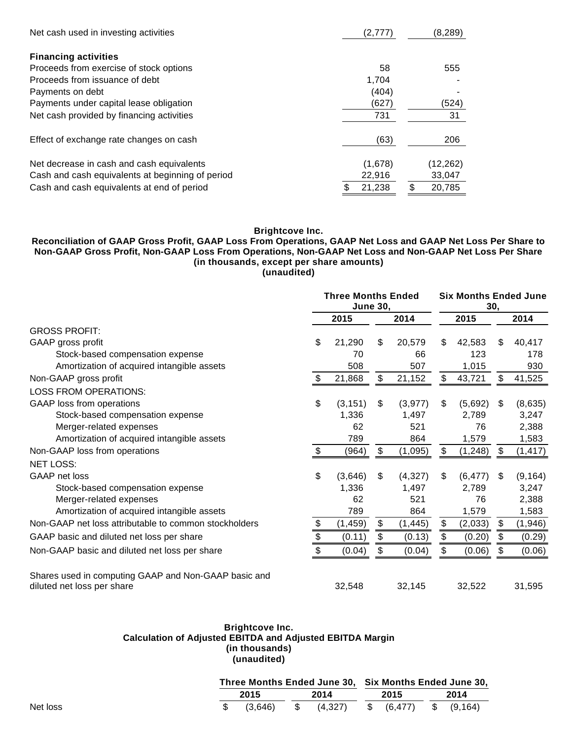| | | |
|---|---|---|
| Net cash used in investing activities | (2,777) | (8,289) |
| **Financing activities** | | |
| Proceeds from exercise of stock options | 58 | 555 |
| Proceeds from issuance of debt | 1,704 | - |
| Payments on debt | (404) | - |
| Payments under capital lease obligation | (627) | (524) |
| Net cash provided by financing activities | 731 | 31 |
| Effect of exchange rate changes on cash | (63) | 206 |
| Net decrease in cash and cash equivalents | (1,678) | (12,262) |
| Cash and cash equivalents at beginning of period | 22,916 | 33,047 |
| Cash and cash equivalents at end of period | $ 21,238 | $ 20,785 |

**Brightcove Inc.**
**Reconciliation of GAAP Gross Profit, GAAP Loss From Operations, GAAP Net Loss and GAAP Net Loss Per Share to Non-GAAP Gross Profit, Non-GAAP Loss From Operations, Non-GAAP Net Loss and Non-GAAP Net Loss Per Share**
**(in thousands, except per share amounts)**
**(unaudited)**

| | Three Months Ended June 30, | | Six Months Ended June 30, | |
|---|---|---|---|---|
| | 2015 | 2014 | 2015 | 2014 |
| GROSS PROFIT: | | | | |
| GAAP gross profit | $ 21,290 | $ 20,579 | $ 42,583 | $ 40,417 |
| Stock-based compensation expense | 70 | 66 | 123 | 178 |
| Amortization of acquired intangible assets | 508 | 507 | 1,015 | 930 |
| Non-GAAP gross profit | $ 21,868 | $ 21,152 | $ 43,721 | $ 41,525 |
| LOSS FROM OPERATIONS: | | | | |
| GAAP loss from operations | $ (3,151) | $ (3,977) | $ (5,692) | $ (8,635) |
| Stock-based compensation expense | 1,336 | 1,497 | 2,789 | 3,247 |
| Merger-related expenses | 62 | 521 | 76 | 2,388 |
| Amortization of acquired intangible assets | 789 | 864 | 1,579 | 1,583 |
| Non-GAAP loss from operations | $ (964) | $ (1,095) | $ (1,248) | $ (1,417) |
| NET LOSS: | | | | |
| GAAP net loss | $ (3,646) | $ (4,327) | $ (6,477) | $ (9,164) |
| Stock-based compensation expense | 1,336 | 1,497 | 2,789 | 3,247 |
| Merger-related expenses | 62 | 521 | 76 | 2,388 |
| Amortization of acquired intangible assets | 789 | 864 | 1,579 | 1,583 |
| Non-GAAP net loss attributable to common stockholders | $ (1,459) | $ (1,445) | $ (2,033) | $ (1,946) |
| GAAP basic and diluted net loss per share | $ (0.11) | $ (0.13) | $ (0.20) | $ (0.29) |
| Non-GAAP basic and diluted net loss per share | $ (0.04) | $ (0.04) | $ (0.06) | $ (0.06) |
| Shares used in computing GAAP and Non-GAAP basic and diluted net loss per share | 32,548 | 32,145 | 32,522 | 31,595 |

**Brightcove Inc.**
**Calculation of Adjusted EBITDA and Adjusted EBITDA Margin**
**(in thousands)**
**(unaudited)**

| | Three Months Ended June 30, | | Six Months Ended June 30, | |
|---|---|---|---|---|
| | 2015 | 2014 | 2015 | 2014 |
| Net loss | $ (3,646) | $ (4,327) | $ (6,477) | $ (9,164) |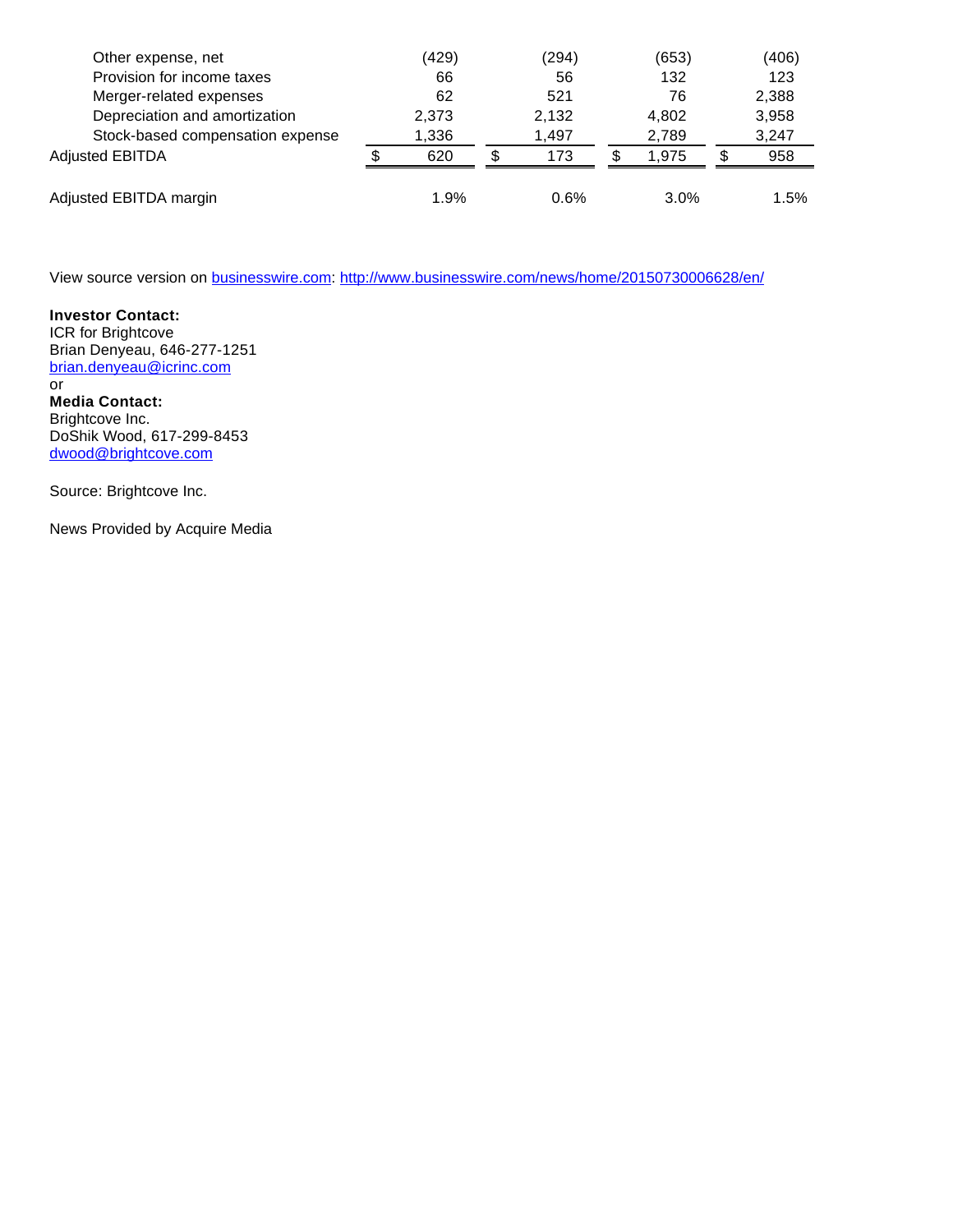| | | | | |
|---|---|---|---|---|
| Other expense, net | (429) | (294) | (653) | (406) |
| Provision for income taxes | 66 | 56 | 132 | 123 |
| Merger-related expenses | 62 | 521 | 76 | 2,388 |
| Depreciation and amortization | 2,373 | 2,132 | 4,802 | 3,958 |
| Stock-based compensation expense | 1,336 | 1,497 | 2,789 | 3,247 |
| Adjusted EBITDA | $ 620 | $ 173 | $ 1,975 | $ 958 |
| Adjusted EBITDA margin | 1.9% | 0.6% | 3.0% | 1.5% |

View source version on businesswire.com: http://www.businesswire.com/news/home/20150730006628/en/

**Investor Contact:**
ICR for Brightcove
Brian Denyeau, 646-277-1251
brian.denyeau@icrinc.com
or
**Media Contact:**
Brightcove Inc.
DoShik Wood, 617-299-8453
dwood@brightcove.com

Source: Brightcove Inc.

News Provided by Acquire Media